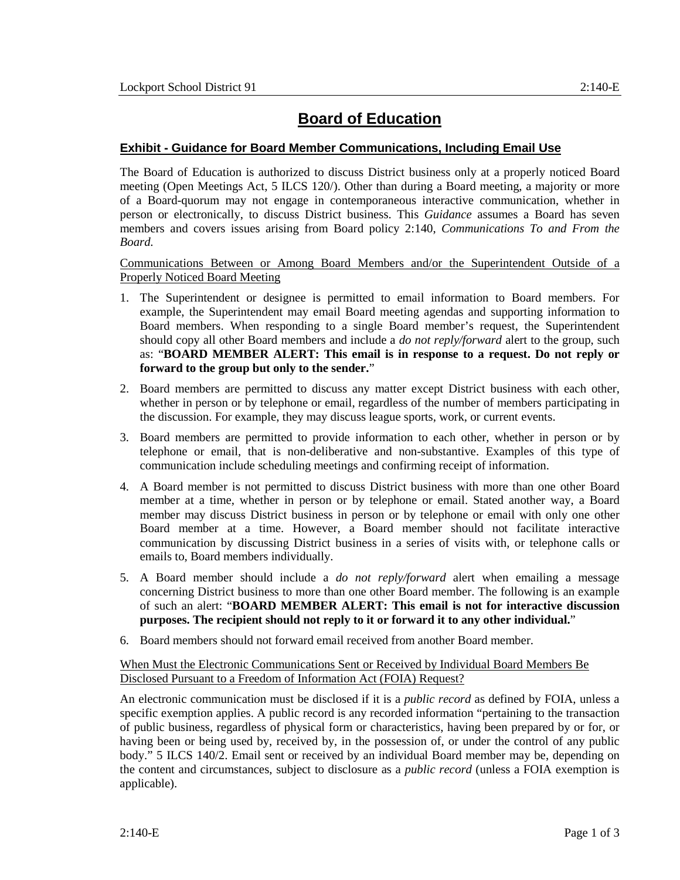# Board of Education

## Exhibit - Guidance for Board Member Communications, Including Email Use

The Board of Education is authorized to discuss District business only at a properly noticed Board meeting (Open Meetings Act, 5 ILCS 120/). Other than during a Board meeting, a majority or more of a Board-quorum may not engage in contemporaneous interactive communication, whether in person or electronically, to discuss District business. This *Guidance* assumes a Board has seven members and covers issues arising from Board policy 2:140, *Communications To and From the Board.*

### Communications Between or Among Board Members and/or the Superintendent Outside of a Properly Noticed Board Meeting

1. The Superintendent or designee is permitted to email information to Board members. For example, the Superintendent may email Board meeting agendas and supporting information to Board members. When responding to a single Board member's request, the Superintendent should copy all other Board members and include a *do not reply/forward* alert to the group, such as: "**BOARD MEMBER ALERT: This email is in response to a request. Do not reply or forward to the group but only to the sender.**"
2. Board members are permitted to discuss any matter except District business with each other, whether in person or by telephone or email, regardless of the number of members participating in the discussion. For example, they may discuss league sports, work, or current events.
3. Board members are permitted to provide information to each other, whether in person or by telephone or email, that is non-deliberative and non-substantive. Examples of this type of communication include scheduling meetings and confirming receipt of information.
4. A Board member is not permitted to discuss District business with more than one other Board member at a time, whether in person or by telephone or email. Stated another way, a Board member may discuss District business in person or by telephone or email with only one other Board member at a time. However, a Board member should not facilitate interactive communication by discussing District business in a series of visits with, or telephone calls or emails to, Board members individually.
5. A Board member should include a *do not reply/forward* alert when emailing a message concerning District business to more than one other Board member. The following is an example of such an alert: "**BOARD MEMBER ALERT: This email is not for interactive discussion purposes. The recipient should not reply to it or forward it to any other individual.**"
6. Board members should not forward email received from another Board member.

### When Must the Electronic Communications Sent or Received by Individual Board Members Be Disclosed Pursuant to a Freedom of Information Act (FOIA) Request?

An electronic communication must be disclosed if it is a *public record* as defined by FOIA, unless a specific exemption applies. A public record is any recorded information "pertaining to the transaction of public business, regardless of physical form or characteristics, having been prepared by or for, or having been or being used by, received by, in the possession of, or under the control of any public body." 5 ILCS 140/2. Email sent or received by an individual Board member may be, depending on the content and circumstances, subject to disclosure as a *public record* (unless a FOIA exemption is applicable).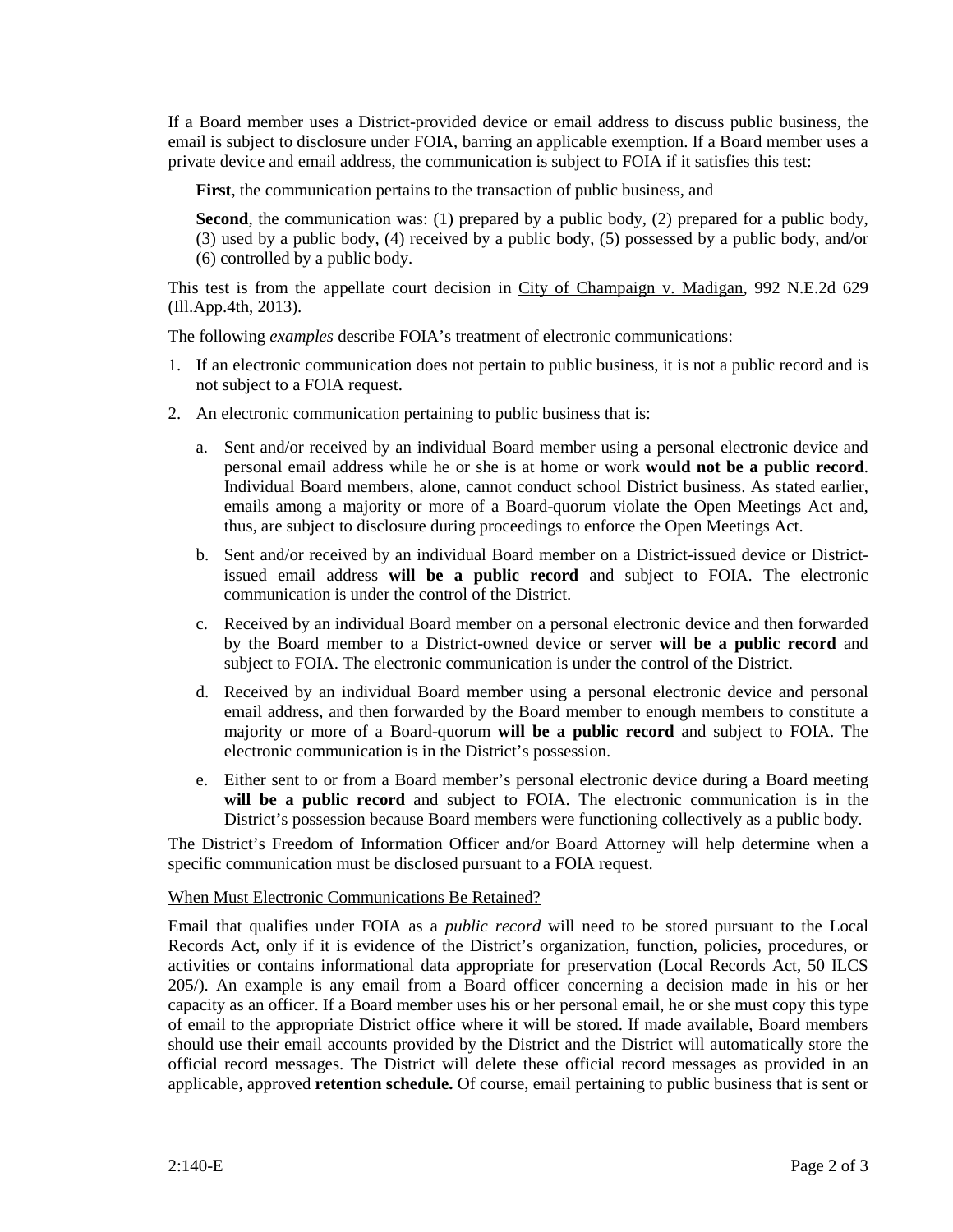If a Board member uses a District-provided device or email address to discuss public business, the email is subject to disclosure under FOIA, barring an applicable exemption. If a Board member uses a private device and email address, the communication is subject to FOIA if it satisfies this test:

> **First**, the communication pertains to the transaction of public business, and
>
> **Second**, the communication was: (1) prepared by a public body, (2) prepared for a public body, (3) used by a public body, (4) received by a public body, (5) possessed by a public body, and/or (6) controlled by a public body.

This test is from the appellate court decision in City of Champaign v. Madigan, 992 N.E.2d 629 (Ill.App.4th, 2013).

The following *examples* describe FOIA's treatment of electronic communications:

1. If an electronic communication does not pertain to public business, it is not a public record and is not subject to a FOIA request.
2. An electronic communication pertaining to public business that is:
   a. Sent and/or received by an individual Board member using a personal electronic device and personal email address while he or she is at home or work **would not be a public record**. Individual Board members, alone, cannot conduct school District business. As stated earlier, emails among a majority or more of a Board-quorum violate the Open Meetings Act and, thus, are subject to disclosure during proceedings to enforce the Open Meetings Act.
   b. Sent and/or received by an individual Board member on a District-issued device or District-issued email address **will be a public record** and subject to FOIA. The electronic communication is under the control of the District.
   c. Received by an individual Board member on a personal electronic device and then forwarded by the Board member to a District-owned device or server **will be a public record** and subject to FOIA. The electronic communication is under the control of the District.
   d. Received by an individual Board member using a personal electronic device and personal email address, and then forwarded by the Board member to enough members to constitute a majority or more of a Board-quorum **will be a public record** and subject to FOIA. The electronic communication is in the District's possession.
   e. Either sent to or from a Board member's personal electronic device during a Board meeting **will be a public record** and subject to FOIA. The electronic communication is in the District's possession because Board members were functioning collectively as a public body.

The District's Freedom of Information Officer and/or Board Attorney will help determine when a specific communication must be disclosed pursuant to a FOIA request.

When Must Electronic Communications Be Retained?

Email that qualifies under FOIA as a *public record* will need to be stored pursuant to the Local Records Act, only if it is evidence of the District's organization, function, policies, procedures, or activities or contains informational data appropriate for preservation (Local Records Act, 50 ILCS 205/). An example is any email from a Board officer concerning a decision made in his or her capacity as an officer. If a Board member uses his or her personal email, he or she must copy this type of email to the appropriate District office where it will be stored. If made available, Board members should use their email accounts provided by the District and the District will automatically store the official record messages. The District will delete these official record messages as provided in an applicable, approved **retention schedule.** Of course, email pertaining to public business that is sent or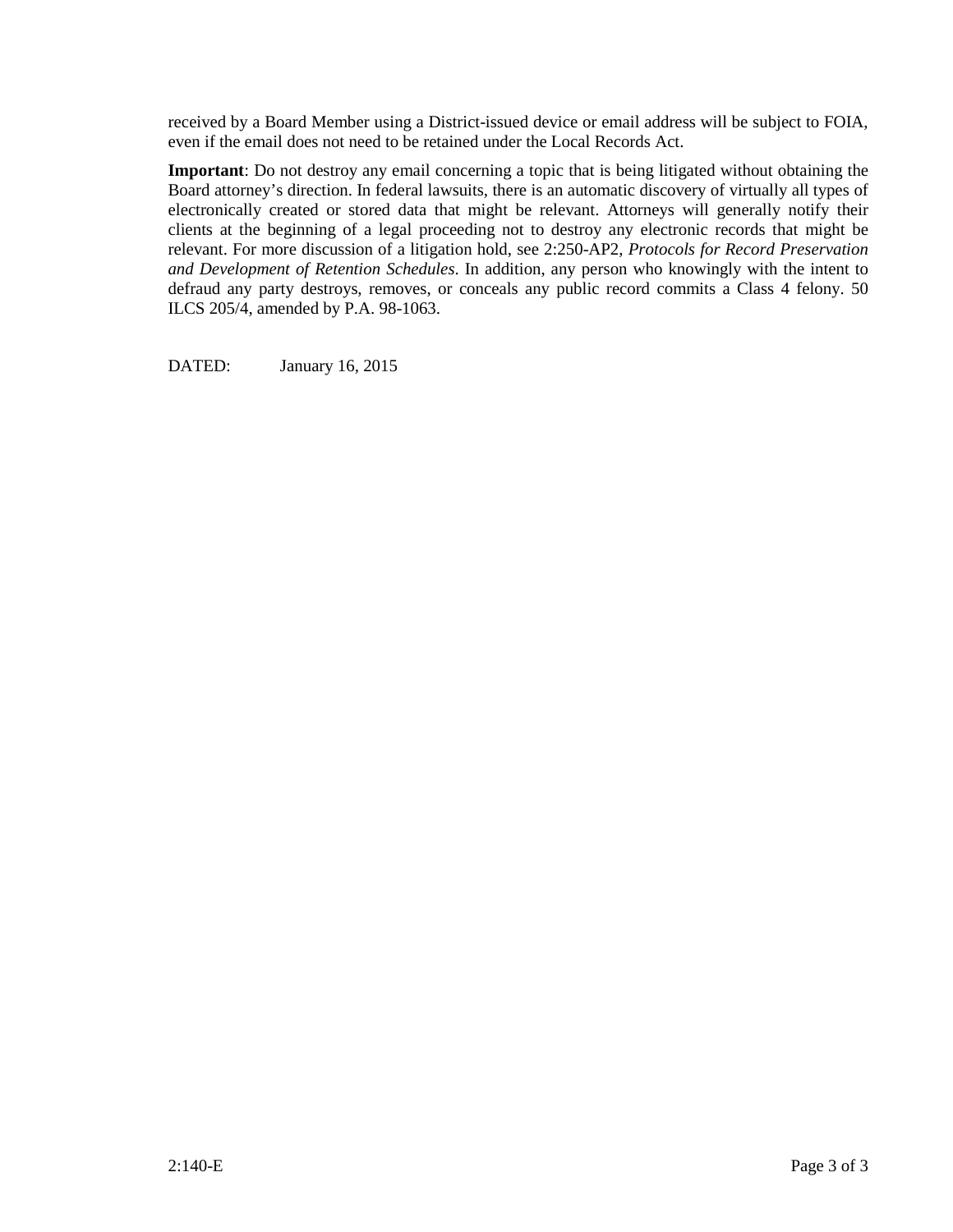received by a Board Member using a District-issued device or email address will be subject to FOIA, even if the email does not need to be retained under the Local Records Act.

**Important**: Do not destroy any email concerning a topic that is being litigated without obtaining the Board attorney's direction. In federal lawsuits, there is an automatic discovery of virtually all types of electronically created or stored data that might be relevant. Attorneys will generally notify their clients at the beginning of a legal proceeding not to destroy any electronic records that might be relevant. For more discussion of a litigation hold, see 2:250-AP2, *Protocols for Record Preservation and Development of Retention Schedules*. In addition, any person who knowingly with the intent to defraud any party destroys, removes, or conceals any public record commits a Class 4 felony. 50 ILCS 205/4, amended by P.A. 98-1063.

DATED: January 16, 2015